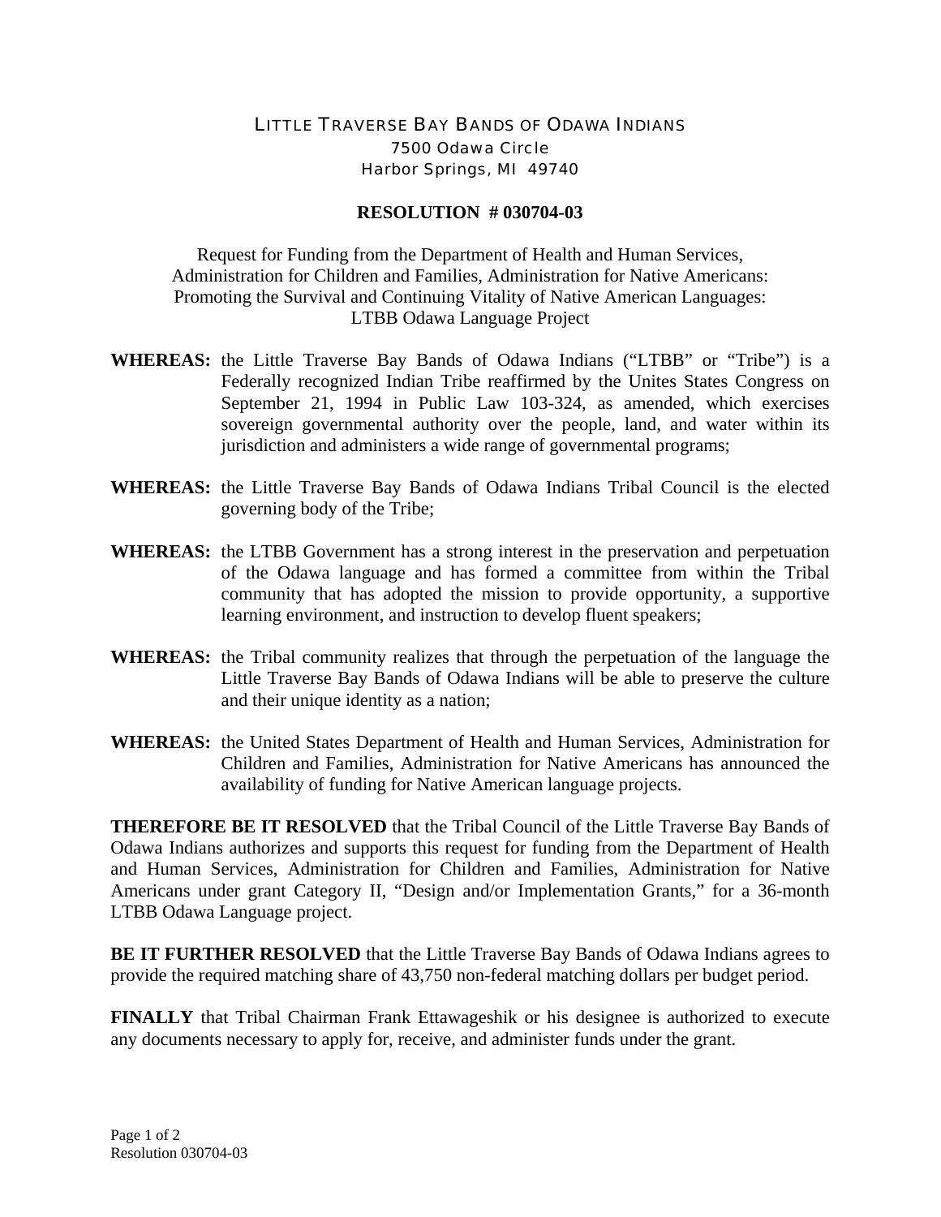# LITTLE TRAVERSE BAY BANDS OF ODAWA INDIANS

7500 Odawa Circle
Harbor Springs, MI 49740

## RESOLUTION # 030704-03

Request for Funding from the Department of Health and Human Services, Administration for Children and Families, Administration for Native Americans: Promoting the Survival and Continuing Vitality of Native American Languages: LTBB Odawa Language Project

**WHEREAS:** the Little Traverse Bay Bands of Odawa Indians ("LTBB" or "Tribe") is a Federally recognized Indian Tribe reaffirmed by the Unites States Congress on September 21, 1994 in Public Law 103-324, as amended, which exercises sovereign governmental authority over the people, land, and water within its jurisdiction and administers a wide range of governmental programs;

**WHEREAS:** the Little Traverse Bay Bands of Odawa Indians Tribal Council is the elected governing body of the Tribe;

**WHEREAS:** the LTBB Government has a strong interest in the preservation and perpetuation of the Odawa language and has formed a committee from within the Tribal community that has adopted the mission to provide opportunity, a supportive learning environment, and instruction to develop fluent speakers;

**WHEREAS:** the Tribal community realizes that through the perpetuation of the language the Little Traverse Bay Bands of Odawa Indians will be able to preserve the culture and their unique identity as a nation;

**WHEREAS:** the United States Department of Health and Human Services, Administration for Children and Families, Administration for Native Americans has announced the availability of funding for Native American language projects.

**THEREFORE BE IT RESOLVED** that the Tribal Council of the Little Traverse Bay Bands of Odawa Indians authorizes and supports this request for funding from the Department of Health and Human Services, Administration for Children and Families, Administration for Native Americans under grant Category II, "Design and/or Implementation Grants," for a 36-month LTBB Odawa Language project.

**BE IT FURTHER RESOLVED** that the Little Traverse Bay Bands of Odawa Indians agrees to provide the required matching share of 43,750 non-federal matching dollars per budget period.

**FINALLY** that Tribal Chairman Frank Ettawageshik or his designee is authorized to execute any documents necessary to apply for, receive, and administer funds under the grant.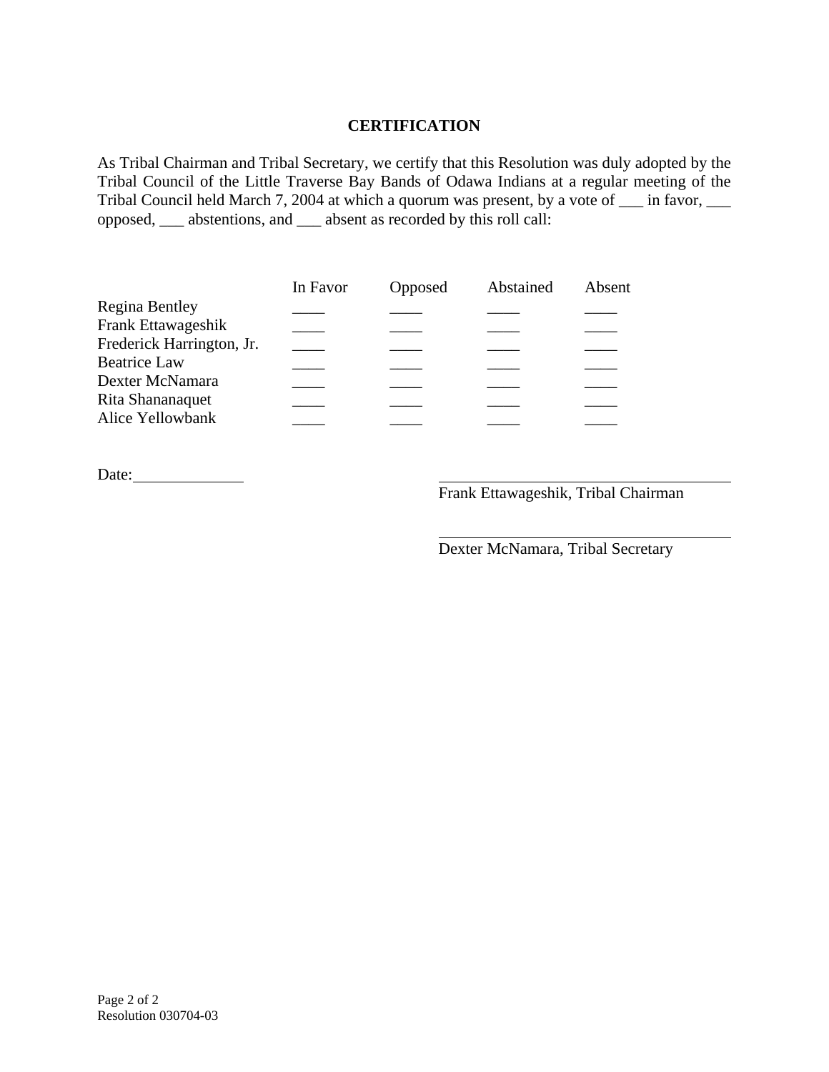## CERTIFICATION

As Tribal Chairman and Tribal Secretary, we certify that this Resolution was duly adopted by the Tribal Council of the Little Traverse Bay Bands of Odawa Indians at a regular meeting of the Tribal Council held March 7, 2004 at which a quorum was present, by a vote of ___ in favor, ___ opposed, ___ abstentions, and ___ absent as recorded by this roll call:

| | In Favor | Opposed | Abstained | Absent |
|---|---|---|---|---|
| Regina Bentley | ____ | ____ | ____ | ____ |
| Frank Ettawageshik | ____ | ____ | ____ | ____ |
| Frederick Harrington, Jr. | ____ | ____ | ____ | ____ |
| Beatrice Law | ____ | ____ | ____ | ____ |
| Dexter McNamara | ____ | ____ | ____ | ____ |
| Rita Shananaquet | ____ | ____ | ____ | ____ |
| Alice Yellowbank | ____ | ____ | ____ | ____ |

Date:______________

______________________________________
Frank Ettawageshik, Tribal Chairman

______________________________________
Dexter McNamara, Tribal Secretary

Resolution 030704-03